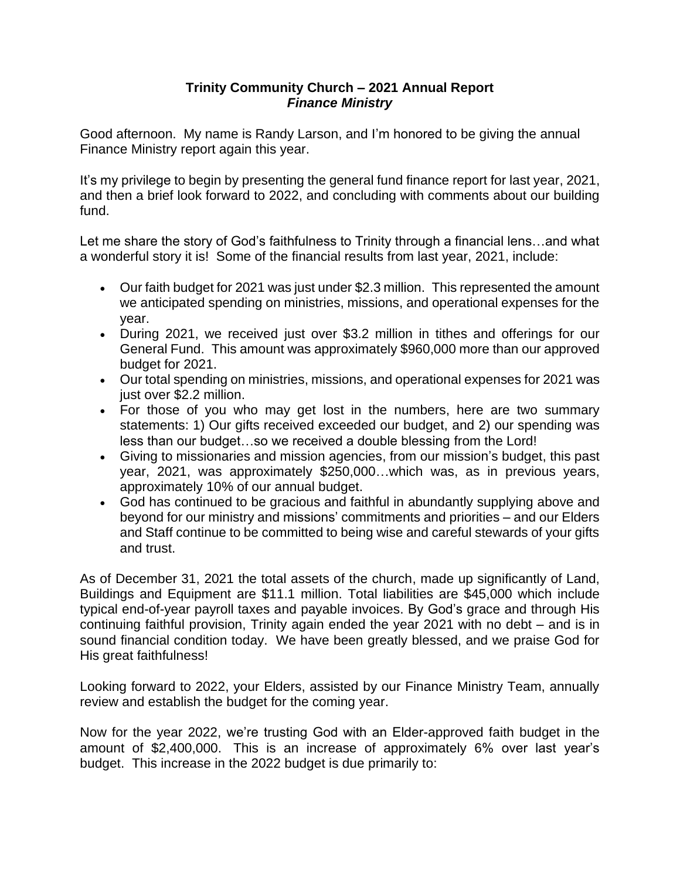# **Trinity Community Church – 2021 Annual Report**
## ***Finance Ministry***

Good afternoon. My name is Randy Larson, and I'm honored to be giving the annual Finance Ministry report again this year.

It's my privilege to begin by presenting the general fund finance report for last year, 2021, and then a brief look forward to 2022, and concluding with comments about our building fund.

Let me share the story of God's faithfulness to Trinity through a financial lens…and what a wonderful story it is! Some of the financial results from last year, 2021, include:

- Our faith budget for 2021 was just under $2.3 million. This represented the amount we anticipated spending on ministries, missions, and operational expenses for the year.
- During 2021, we received just over $3.2 million in tithes and offerings for our General Fund. This amount was approximately $960,000 more than our approved budget for 2021.
- Our total spending on ministries, missions, and operational expenses for 2021 was just over $2.2 million.
- For those of you who may get lost in the numbers, here are two summary statements: 1) Our gifts received exceeded our budget, and 2) our spending was less than our budget…so we received a double blessing from the Lord!
- Giving to missionaries and mission agencies, from our mission's budget, this past year, 2021, was approximately $250,000…which was, as in previous years, approximately 10% of our annual budget.
- God has continued to be gracious and faithful in abundantly supplying above and beyond for our ministry and missions' commitments and priorities – and our Elders and Staff continue to be committed to being wise and careful stewards of your gifts and trust.

As of December 31, 2021 the total assets of the church, made up significantly of Land, Buildings and Equipment are $11.1 million. Total liabilities are $45,000 which include typical end-of-year payroll taxes and payable invoices. By God's grace and through His continuing faithful provision, Trinity again ended the year 2021 with no debt – and is in sound financial condition today. We have been greatly blessed, and we praise God for His great faithfulness!

Looking forward to 2022, your Elders, assisted by our Finance Ministry Team, annually review and establish the budget for the coming year.

Now for the year 2022, we're trusting God with an Elder-approved faith budget in the amount of $2,400,000. This is an increase of approximately 6% over last year's budget. This increase in the 2022 budget is due primarily to: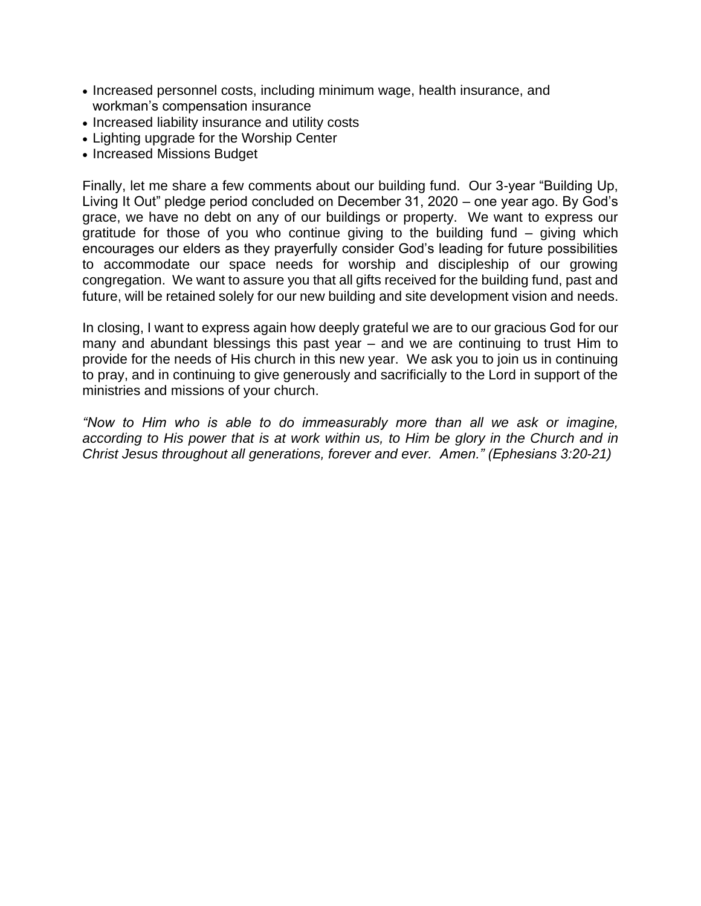- Increased personnel costs, including minimum wage, health insurance, and workman's compensation insurance
- Increased liability insurance and utility costs
- Lighting upgrade for the Worship Center
- Increased Missions Budget

Finally, let me share a few comments about our building fund. Our 3-year "Building Up, Living It Out" pledge period concluded on December 31, 2020 – one year ago. By God's grace, we have no debt on any of our buildings or property. We want to express our gratitude for those of you who continue giving to the building fund – giving which encourages our elders as they prayerfully consider God's leading for future possibilities to accommodate our space needs for worship and discipleship of our growing congregation. We want to assure you that all gifts received for the building fund, past and future, will be retained solely for our new building and site development vision and needs.

In closing, I want to express again how deeply grateful we are to our gracious God for our many and abundant blessings this past year – and we are continuing to trust Him to provide for the needs of His church in this new year. We ask you to join us in continuing to pray, and in continuing to give generously and sacrificially to the Lord in support of the ministries and missions of your church.

*"Now to Him who is able to do immeasurably more than all we ask or imagine, according to His power that is at work within us, to Him be glory in the Church and in Christ Jesus throughout all generations, forever and ever. Amen." (Ephesians 3:20-21)*